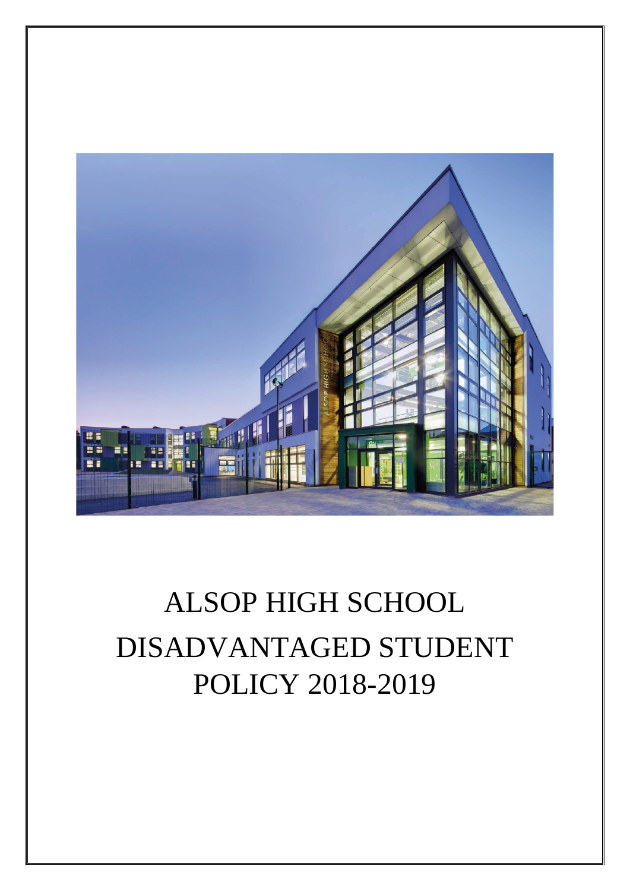# ALSOP HIGH SCHOOL DISADVANTAGED STUDENT POLICY 2018-2019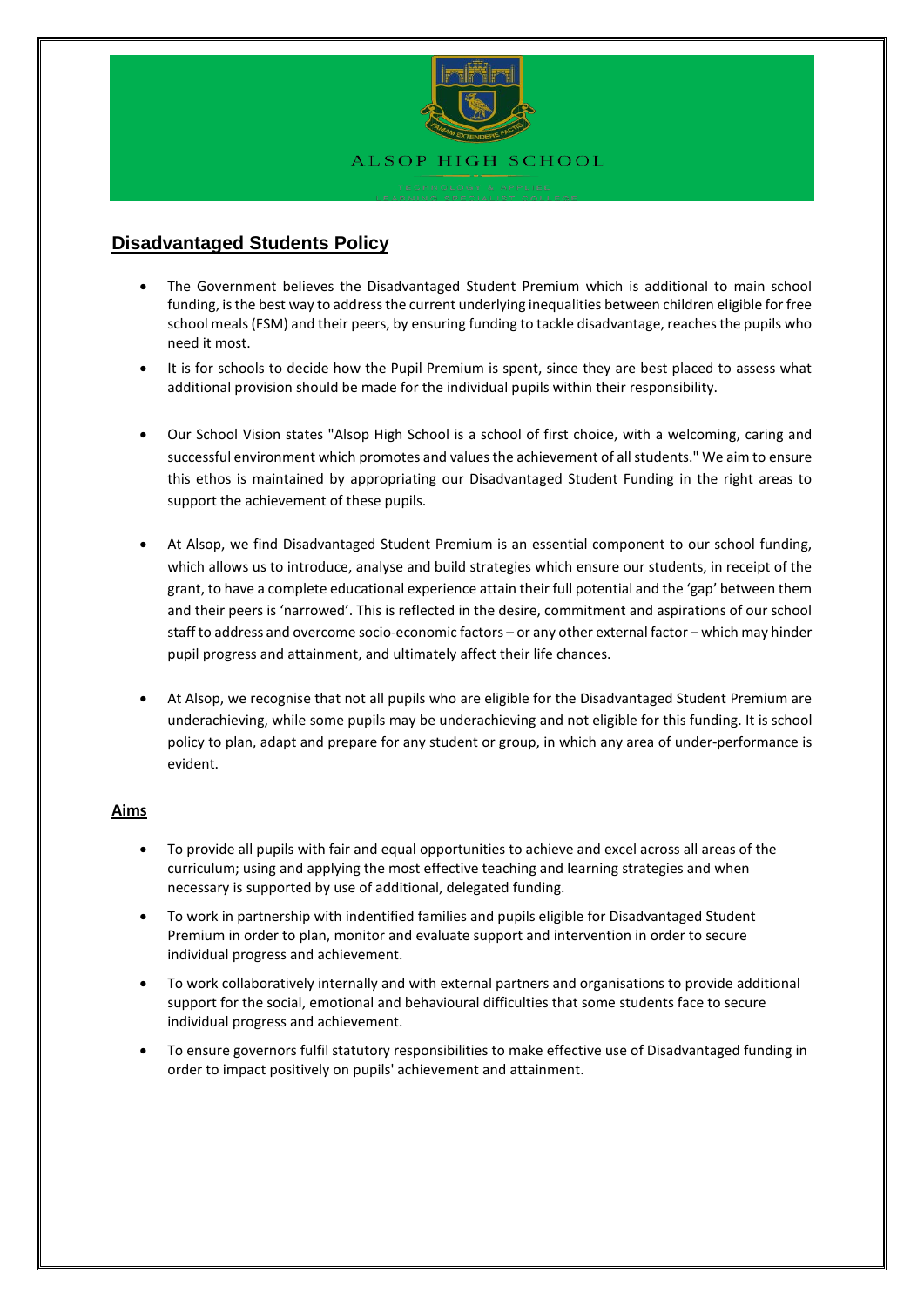ALSOP HIGH SCHOOL

## Disadvantaged Students Policy

- The Government believes the Disadvantaged Student Premium which is additional to main school funding, is the best way to address the current underlying inequalities between children eligible for free school meals (FSM) and their peers, by ensuring funding to tackle disadvantage, reaches the pupils who need it most.
- It is for schools to decide how the Pupil Premium is spent, since they are best placed to assess what additional provision should be made for the individual pupils within their responsibility.
- Our School Vision states "Alsop High School is a school of first choice, with a welcoming, caring and successful environment which promotes and values the achievement of all students." We aim to ensure this ethos is maintained by appropriating our Disadvantaged Student Funding in the right areas to support the achievement of these pupils.
- At Alsop, we find Disadvantaged Student Premium is an essential component to our school funding, which allows us to introduce, analyse and build strategies which ensure our students, in receipt of the grant, to have a complete educational experience attain their full potential and the 'gap' between them and their peers is 'narrowed'. This is reflected in the desire, commitment and aspirations of our school staff to address and overcome socio-economic factors – or any other external factor – which may hinder pupil progress and attainment, and ultimately affect their life chances.
- At Alsop, we recognise that not all pupils who are eligible for the Disadvantaged Student Premium are underachieving, while some pupils may be underachieving and not eligible for this funding. It is school policy to plan, adapt and prepare for any student or group, in which any area of under-performance is evident.

### Aims

- To provide all pupils with fair and equal opportunities to achieve and excel across all areas of the curriculum; using and applying the most effective teaching and learning strategies and when necessary is supported by use of additional, delegated funding.
- To work in partnership with indentified families and pupils eligible for Disadvantaged Student Premium in order to plan, monitor and evaluate support and intervention in order to secure individual progress and achievement.
- To work collaboratively internally and with external partners and organisations to provide additional support for the social, emotional and behavioural difficulties that some students face to secure individual progress and achievement.
- To ensure governors fulfil statutory responsibilities to make effective use of Disadvantaged funding in order to impact positively on pupils' achievement and attainment.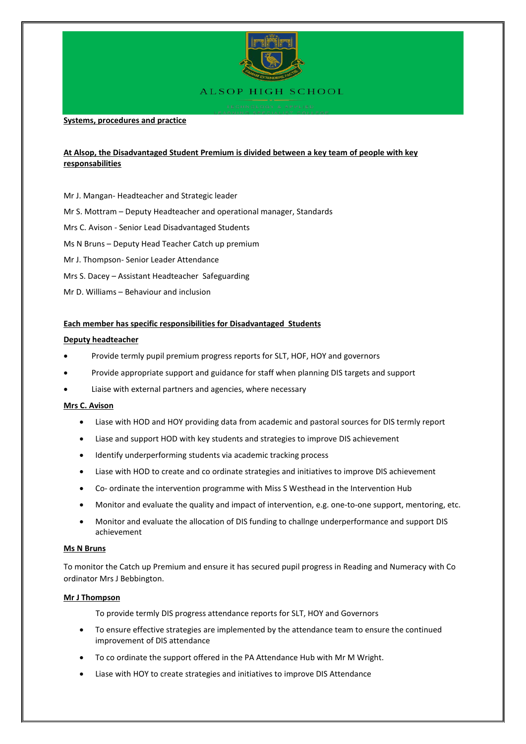ALSOP HIGH SCHOOL

**Systems, procedures and practice**

**At Alsop, the Disadvantaged Student Premium is divided between a key team of people with key responsabilities**

Mr J. Mangan- Headteacher and Strategic leader

Mr S. Mottram – Deputy Headteacher and operational manager, Standards

Mrs C. Avison - Senior Lead Disadvantaged Students

Ms N Bruns – Deputy Head Teacher Catch up premium

Mr J. Thompson- Senior Leader Attendance

Mrs S. Dacey – Assistant Headteacher Safeguarding

Mr D. Williams – Behaviour and inclusion

**Each member has specific responsibilities for Disadvantaged Students**

**Deputy headteacher**

- Provide termly pupil premium progress reports for SLT, HOF, HOY and governors
- Provide appropriate support and guidance for staff when planning DIS targets and support
- Liaise with external partners and agencies, where necessary

**Mrs C. Avison**

- Liase with HOD and HOY providing data from academic and pastoral sources for DIS termly report
- Liase and support HOD with key students and strategies to improve DIS achievement
- Identify underperforming students via academic tracking process
- Liase with HOD to create and co ordinate strategies and initiatives to improve DIS achievement
- Co- ordinate the intervention programme with Miss S Westhead in the Intervention Hub
- Monitor and evaluate the quality and impact of intervention, e.g. one-to-one support, mentoring, etc.
- Monitor and evaluate the allocation of DIS funding to challnge underperformance and support DIS achievement

**Ms N Bruns**

To monitor the Catch up Premium and ensure it has secured pupil progress in Reading and Numeracy with Co ordinator Mrs J Bebbington.

**Mr J Thompson**

To provide termly DIS progress attendance reports for SLT, HOY and Governors

- To ensure effective strategies are implemented by the attendance team to ensure the continued improvement of DIS attendance
- To co ordinate the support offered in the PA Attendance Hub with Mr M Wright.
- Liase with HOY to create strategies and initiatives to improve DIS Attendance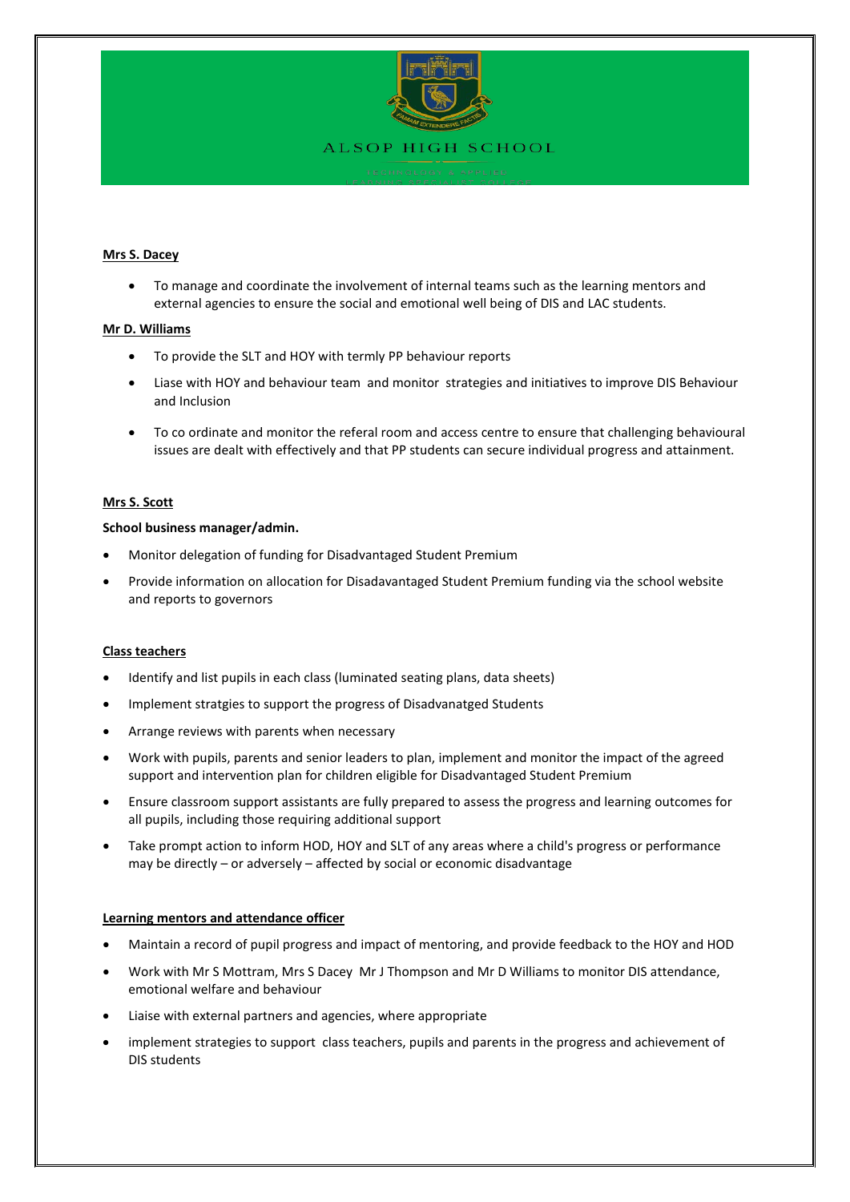ALSOP HIGH SCHOOL

**Mrs S. Dacey**

- To manage and coordinate the involvement of internal teams such as the learning mentors and external agencies to ensure the social and emotional well being of DIS and LAC students.

**Mr D. Williams**

- To provide the SLT and HOY with termly PP behaviour reports
- Liase with HOY and behaviour team and monitor strategies and initiatives to improve DIS Behaviour and Inclusion
- To co ordinate and monitor the referal room and access centre to ensure that challenging behavioural issues are dealt with effectively and that PP students can secure individual progress and attainment.

**Mrs S. Scott**

**School business manager/admin.**

- Monitor delegation of funding for Disadvantaged Student Premium
- Provide information on allocation for Disadavantaged Student Premium funding via the school website and reports to governors

**Class teachers**

- Identify and list pupils in each class (luminated seating plans, data sheets)
- Implement stratgies to support the progress of Disdvanatged Students
- Arrange reviews with parents when necessary
- Work with pupils, parents and senior leaders to plan, implement and monitor the impact of the agreed support and intervention plan for children eligible for Disadvantaged Student Premium
- Ensure classroom support assistants are fully prepared to assess the progress and learning outcomes for all pupils, including those requiring additional support
- Take prompt action to inform HOD, HOY and SLT of any areas where a child's progress or performance may be directly – or adversely – affected by social or economic disadvantage

**Learning mentors and attendance officer**

- Maintain a record of pupil progress and impact of mentoring, and provide feedback to the HOY and HOD
- Work with Mr S Mottram, Mrs S Dacey Mr J Thompson and Mr D Williams to monitor DIS attendance, emotional welfare and behaviour
- Liaise with external partners and agencies, where appropriate
- implement strategies to support class teachers, pupils and parents in the progress and achievement of DIS students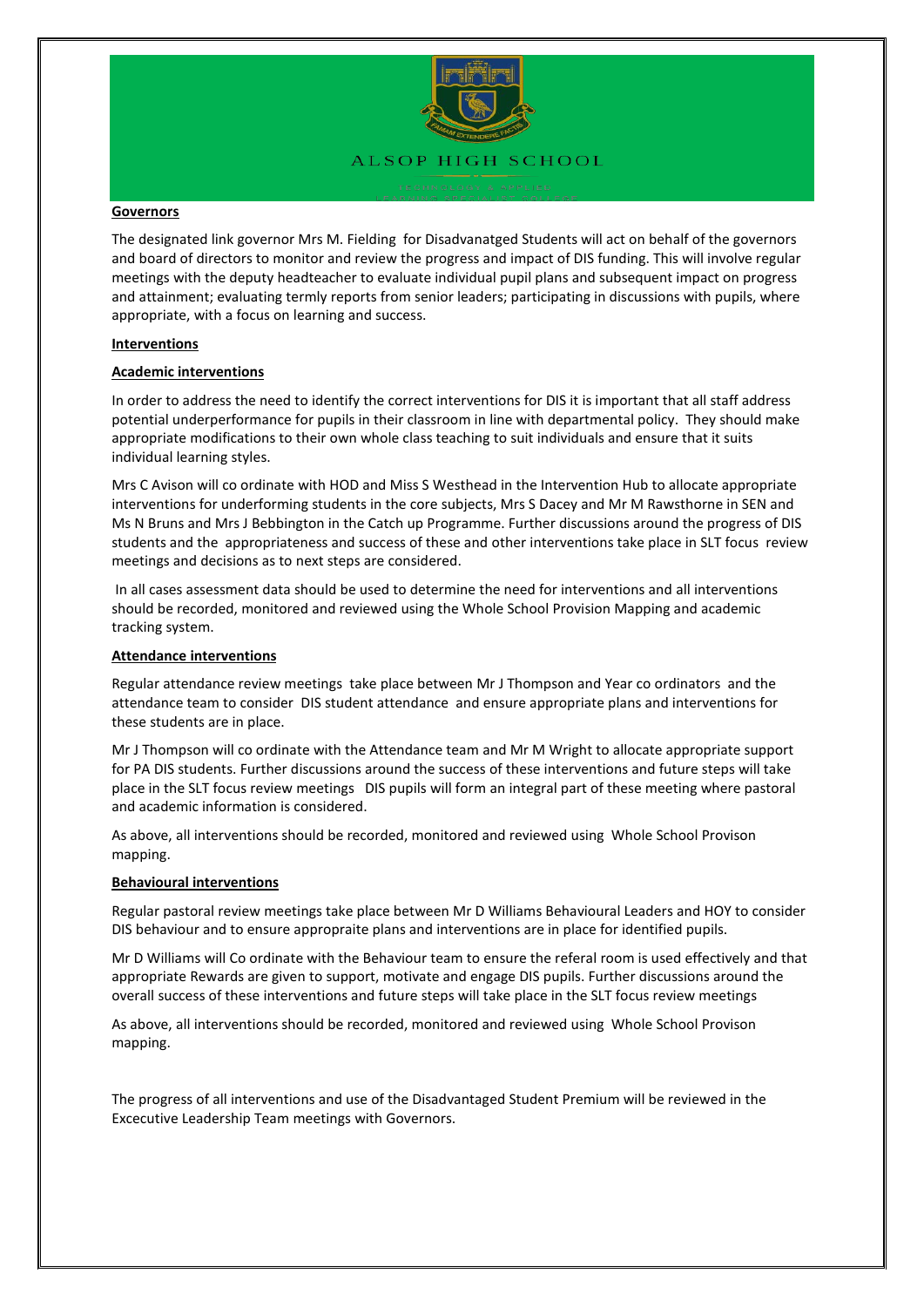ALSOP HIGH SCHOOL

**Governors**

The designated link governor Mrs M. Fielding for Disadvanatged Students will act on behalf of the governors and board of directors to monitor and review the progress and impact of DIS funding. This will involve regular meetings with the deputy headteacher to evaluate individual pupil plans and subsequent impact on progress and attainment; evaluating termly reports from senior leaders; participating in discussions with pupils, where appropriate, with a focus on learning and success.

**Interventions**

**Academic interventions**

In order to address the need to identify the correct interventions for DIS it is important that all staff address potential underperformance for pupils in their classroom in line with departmental policy. They should make appropriate modifications to their own whole class teaching to suit individuals and ensure that it suits individual learning styles.

Mrs C Avison will co ordinate with HOD and Miss S Westhead in the Intervention Hub to allocate appropriate interventions for underforming students in the core subjects, Mrs S Dacey and Mr M Rawsthorne in SEN and Ms N Bruns and Mrs J Bebbington in the Catch up Programme. Further discussions around the progress of DIS students and the appropriateness and success of these and other interventions take place in SLT focus review meetings and decisions as to next steps are considered.

In all cases assessment data should be used to determine the need for interventions and all interventions should be recorded, monitored and reviewed using the Whole School Provision Mapping and academic tracking system.

**Attendance interventions**

Regular attendance review meetings take place between Mr J Thompson and Year co ordinators and the attendance team to consider DIS student attendance and ensure appropriate plans and interventions for these students are in place.

Mr J Thompson will co ordinate with the Attendance team and Mr M Wright to allocate appropriate support for PA DIS students. Further discussions around the success of these interventions and future steps will take place in the SLT focus review meetings DIS pupils will form an integral part of these meeting where pastoral and academic information is considered.

As above, all interventions should be recorded, monitored and reviewed using Whole School Provison mapping.

**Behavioural interventions**

Regular pastoral review meetings take place between Mr D Williams Behavioural Leaders and HOY to consider DIS behaviour and to ensure appropraite plans and interventions are in place for identified pupils.

Mr D Williams will Co ordinate with the Behaviour team to ensure the referal room is used effectively and that appropriate Rewards are given to support, motivate and engage DIS pupils. Further discussions around the overall success of these interventions and future steps will take place in the SLT focus review meetings

As above, all interventions should be recorded, monitored and reviewed using Whole School Provison mapping.

The progress of all interventions and use of the Disadvantaged Student Premium will be reviewed in the Excecutive Leadership Team meetings with Governors.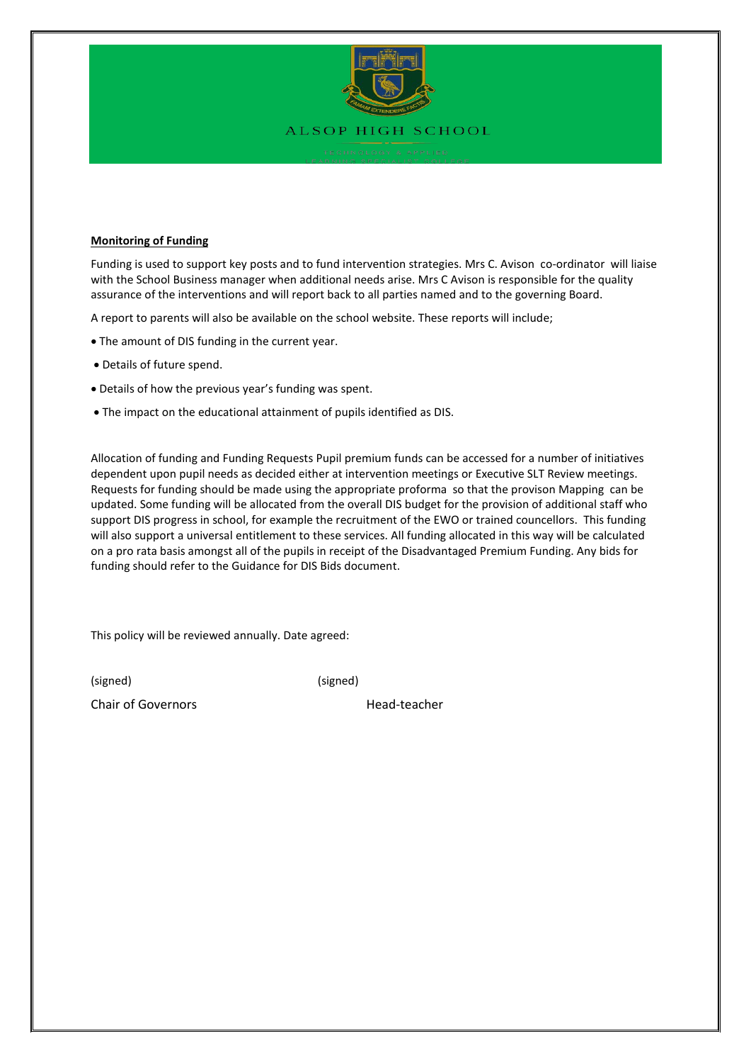ALSOP HIGH SCHOOL

**Monitoring of Funding**

Funding is used to support key posts and to fund intervention strategies. Mrs C. Avison co-ordinator will liaise with the School Business manager when additional needs arise. Mrs C Avison is responsible for the quality assurance of the interventions and will report back to all parties named and to the governing Board.

A report to parents will also be available on the school website. These reports will include;

- The amount of DIS funding in the current year.
- Details of future spend.
- Details of how the previous year's funding was spent.
- The impact on the educational attainment of pupils identified as DIS.

Allocation of funding and Funding Requests Pupil premium funds can be accessed for a number of initiatives dependent upon pupil needs as decided either at intervention meetings or Executive SLT Review meetings. Requests for funding should be made using the appropriate proforma so that the provison Mapping can be updated. Some funding will be allocated from the overall DIS budget for the provision of additional staff who support DIS progress in school, for example the recruitment of the EWO or trained councellors. This funding will also support a universal entitlement to these services. All funding allocated in this way will be calculated on a pro rata basis amongst all of the pupils in receipt of the Disadvantaged Premium Funding. Any bids for funding should refer to the Guidance for DIS Bids document.

This policy will be reviewed annually. Date agreed:

(signed) (signed)

Chair of Governors Head-teacher